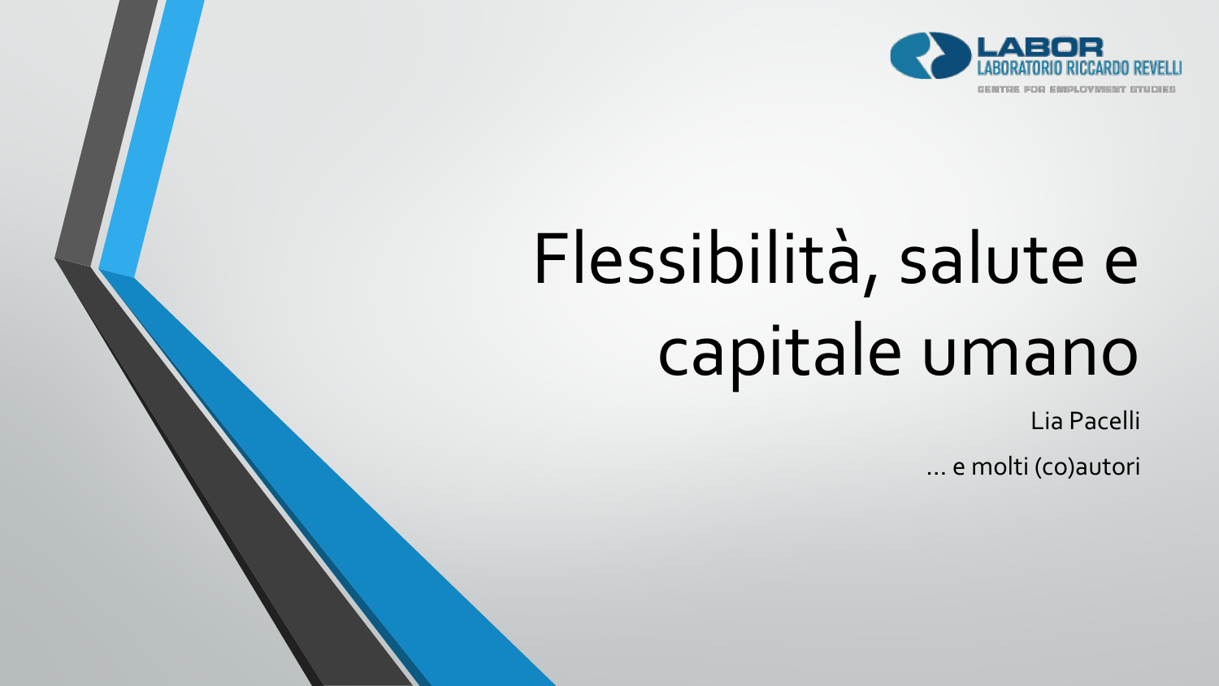LABOR
LABORATORIO RICCARDO REVELLI
CENTRE FOR EMPLOYMENT STUDIES

# Flessibilità, salute e capitale umano

Lia Pacelli

… e molti (co)autori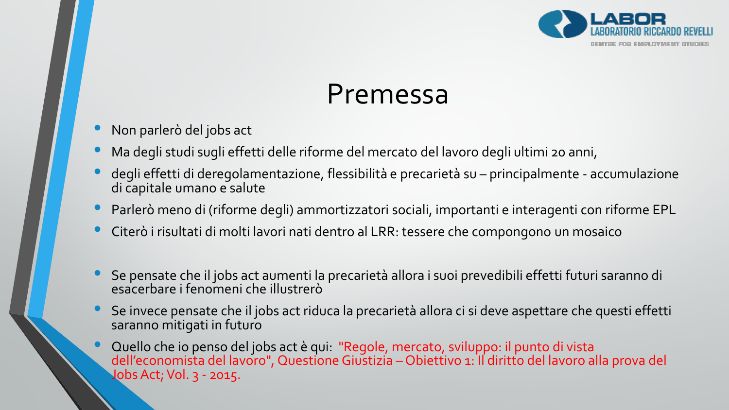# Premessa

- Non parlerò del jobs act
- Ma degli studi sugli effetti delle riforme del mercato del lavoro degli ultimi 20 anni,
- degli effetti di deregolamentazione, flessibilità e precarietà su – principalmente - accumulazione di capitale umano e salute
- Parlerò meno di (riforme degli) ammortizzatori sociali, importanti e interagenti con riforme EPL
- Citerò i risultati di molti lavori nati dentro al LRR: tessere che compongono un mosaico

- Se pensate che il jobs act aumenti la precarietà allora i suoi prevedibili effetti futuri saranno di esacerbare i fenomeni che illustrerò
- Se invece pensate che il jobs act riduca la precarietà allora ci si deve aspettare che questi effetti saranno mitigati in futuro
- Quello che io penso del jobs act è qui: "Regole, mercato, sviluppo: il punto di vista dell'economista del lavoro", Questione Giustizia – Obiettivo 1: Il diritto del lavoro alla prova del Jobs Act; Vol. 3 - 2015.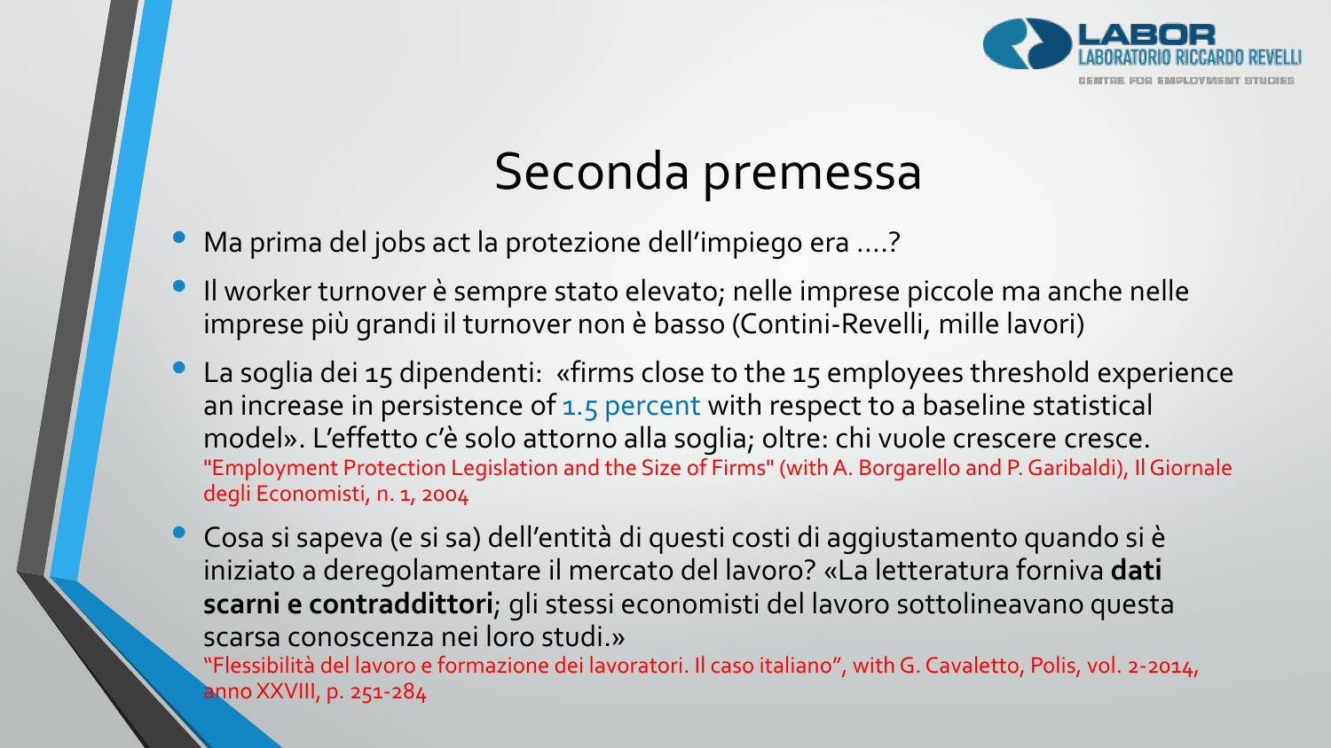# Seconda premessa

- Ma prima del jobs act la protezione dell'impiego era ….?
- Il worker turnover è sempre stato elevato; nelle imprese piccole ma anche nelle imprese più grandi il turnover non è basso (Contini-Revelli, mille lavori)
- La soglia dei 15 dipendenti: «firms close to the 15 employees threshold experience an increase in persistence of 1.5 percent with respect to a baseline statistical model». L'effetto c'è solo attorno alla soglia; oltre: chi vuole crescere cresce.
  "Employment Protection Legislation and the Size of Firms" (with A. Borgarello and P. Garibaldi), Il Giornale degli Economisti, n. 1, 2004
- Cosa si sapeva (e si sa) dell'entità di questi costi di aggiustamento quando si è iniziato a deregolamentare il mercato del lavoro? «La letteratura forniva **dati scarni e contraddittori**; gli stessi economisti del lavoro sottolineavano questa scarsa conoscenza nei loro studi.»
  "Flessibilità del lavoro e formazione dei lavoratori. Il caso italiano", with G. Cavaletto, Polis, vol. 2-2014, anno XXVIII, p. 251-284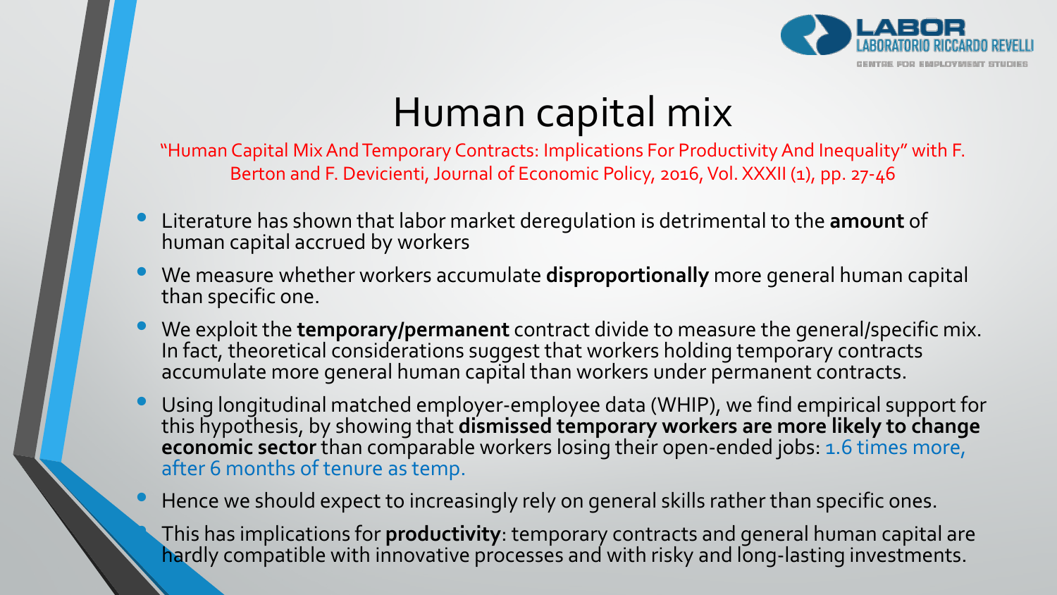# Human capital mix

"Human Capital Mix And Temporary Contracts: Implications For Productivity And Inequality" with F. Berton and F. Devicienti, Journal of Economic Policy, 2016, Vol. XXXII (1), pp. 27-46

- Literature has shown that labor market deregulation is detrimental to the **amount** of human capital accrued by workers
- We measure whether workers accumulate **disproportionally** more general human capital than specific one.
- We exploit the **temporary/permanent** contract divide to measure the general/specific mix. In fact, theoretical considerations suggest that workers holding temporary contracts accumulate more general human capital than workers under permanent contracts.
- Using longitudinal matched employer-employee data (WHIP), we find empirical support for this hypothesis, by showing that **dismissed temporary workers are more likely to change economic sector** than comparable workers losing their open-ended jobs: 1.6 times more, after 6 months of tenure as temp.
- Hence we should expect to increasingly rely on general skills rather than specific ones.
- This has implications for **productivity**: temporary contracts and general human capital are hardly compatible with innovative processes and with risky and long-lasting investments.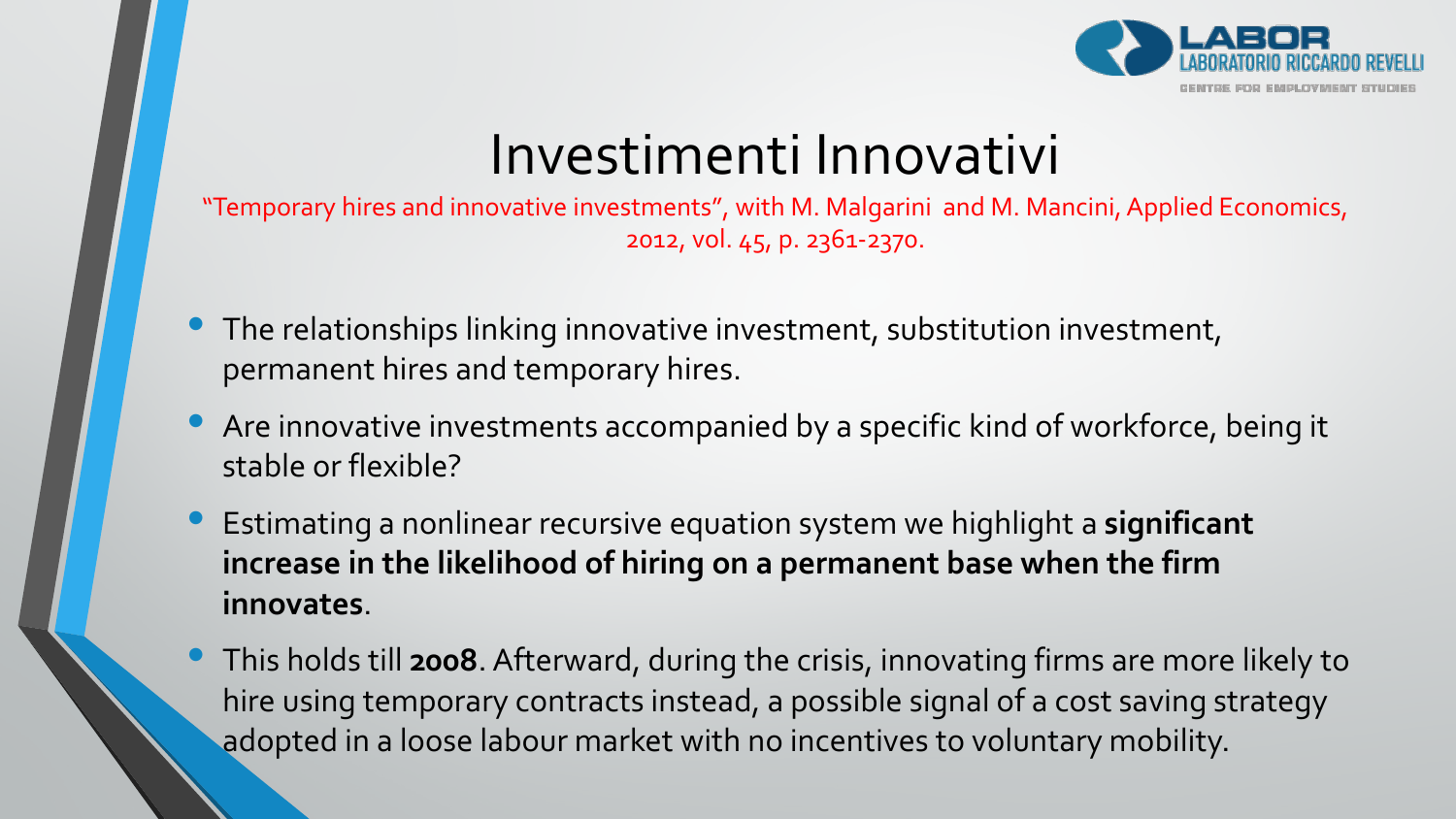# Investimenti Innovativi

"Temporary hires and innovative investments", with M. Malgarini and M. Mancini, Applied Economics, 2012, vol. 45, p. 2361-2370.

- The relationships linking innovative investment, substitution investment, permanent hires and temporary hires.
- Are innovative investments accompanied by a specific kind of workforce, being it stable or flexible?
- Estimating a nonlinear recursive equation system we highlight a **significant increase in the likelihood of hiring on a permanent base when the firm innovates**.
- This holds till **2008**. Afterward, during the crisis, innovating firms are more likely to hire using temporary contracts instead, a possible signal of a cost saving strategy adopted in a loose labour market with no incentives to voluntary mobility.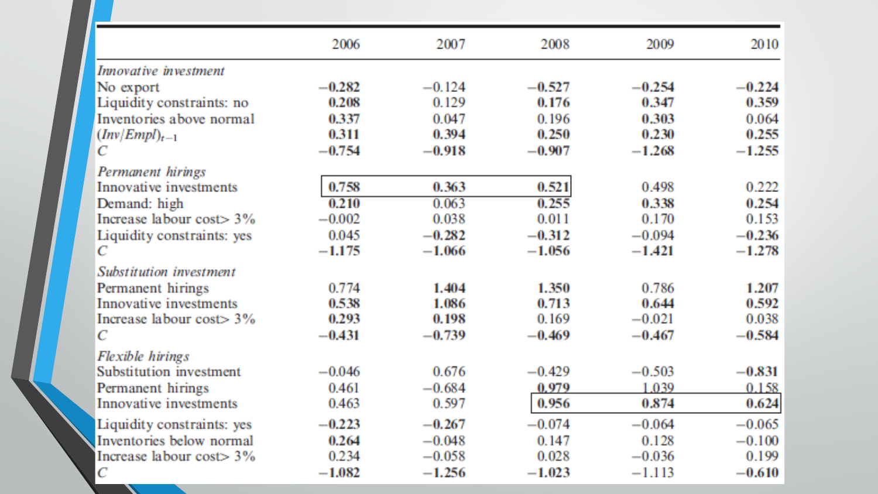| | 2006 | 2007 | 2008 | 2009 | 2010 |
|---|---|---|---|---|---|
| *Innovative investment* | | | | | |
| No export | **−0.282** | −0.124 | **−0.527** | **−0.254** | **−0.224** |
| Liquidity constraints: no | **0.208** | 0.129 | **0.176** | **0.347** | **0.359** |
| Inventories above normal | **0.337** | 0.047 | 0.196 | **0.303** | 0.064 |
| $(Inv/Empl)_{t-1}$ | **0.311** | **0.394** | **0.250** | **0.230** | **0.255** |
| *C* | **−0.754** | **−0.918** | **−0.907** | **−1.268** | **−1.255** |
| *Permanent hirings* | | | | | |
| Innovative investments | **0.758** | **0.363** | **0.521** | 0.498 | 0.222 |
| Demand: high | **0.210** | 0.063 | **0.255** | **0.338** | **0.254** |
| Increase labour cost> 3% | −0.002 | 0.038 | 0.011 | 0.170 | 0.153 |
| Liquidity constraints: yes | 0.045 | **−0.282** | **−0.312** | −0.094 | **−0.236** |
| *C* | **−1.175** | **−1.066** | **−1.056** | **−1.421** | **−1.278** |
| *Substitution investment* | | | | | |
| Permanent hirings | 0.774 | **1.404** | **1.350** | 0.786 | **1.207** |
| Innovative investments | **0.538** | **1.086** | **0.713** | **0.644** | **0.592** |
| Increase labour cost> 3% | **0.293** | **0.198** | 0.169 | −0.021 | 0.038 |
| *C* | **−0.431** | **−0.739** | **−0.469** | **−0.467** | **−0.584** |
| *Flexible hirings* | | | | | |
| Substitution investment | −0.046 | 0.676 | −0.429 | −0.503 | **−0.831** |
| Permanent hirings | 0.461 | −0.684 | **0.979** | 1.039 | 0.158 |
| Innovative investments | 0.463 | 0.597 | **0.956** | **0.874** | **0.624** |
| Liquidity constraints: yes | **−0.223** | **−0.267** | −0.074 | −0.064 | −0.065 |
| Inventories below normal | **0.264** | −0.048 | 0.147 | 0.128 | −0.100 |
| Increase labour cost> 3% | 0.234 | −0.058 | 0.028 | −0.036 | 0.199 |
| *C* | **−1.082** | **−1.256** | **−1.023** | −1.113 | **−0.610** |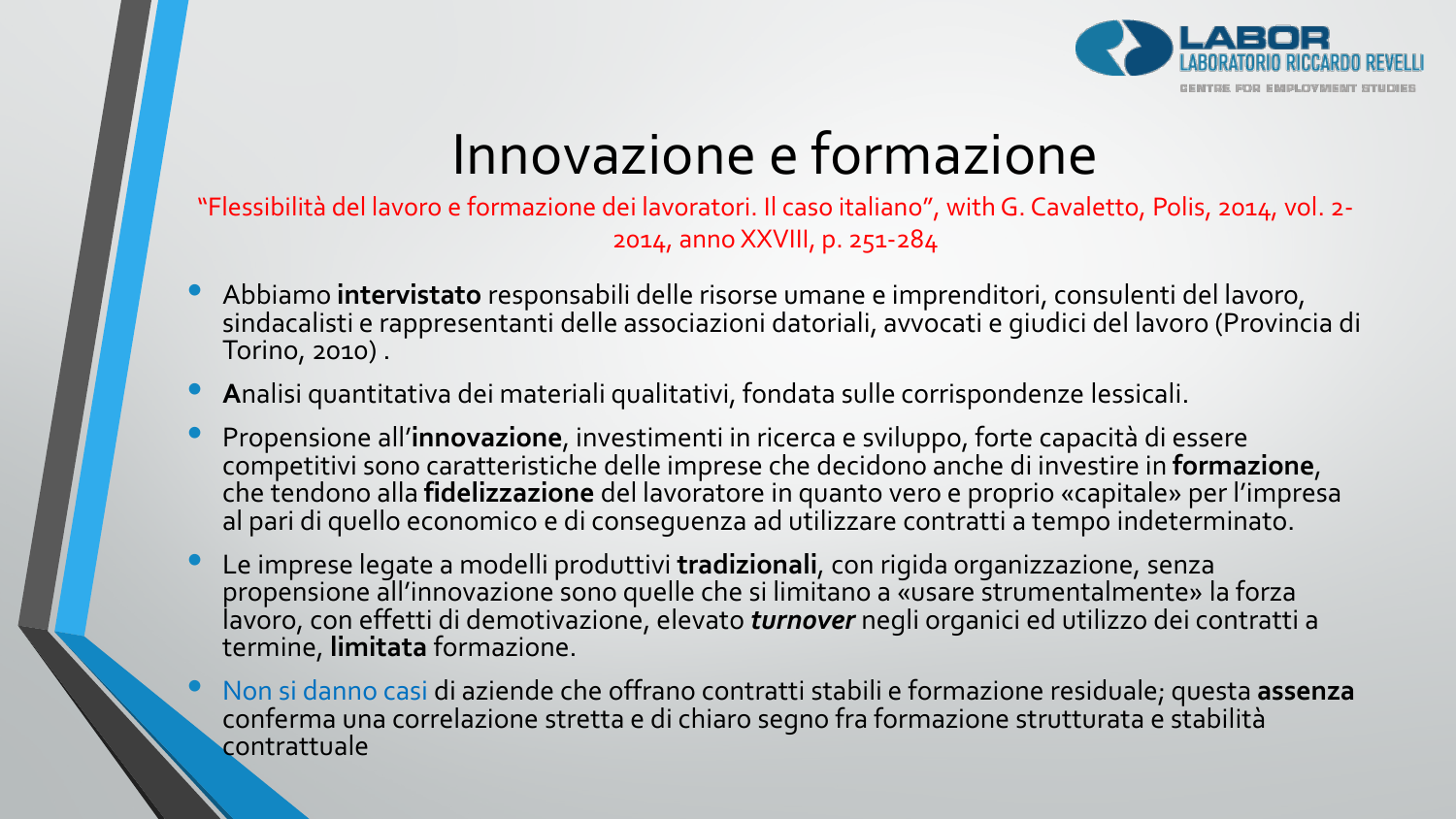# Innovazione e formazione

"Flessibilità del lavoro e formazione dei lavoratori. Il caso italiano", with G. Cavaletto, Polis, 2014, vol. 2-2014, anno XXVIII, p. 251-284

- Abbiamo **intervistato** responsabili delle risorse umane e imprenditori, consulenti del lavoro, sindacalisti e rappresentanti delle associazioni datoriali, avvocati e giudici del lavoro (Provincia di Torino, 2010) .
- **A**nalisi quantitativa dei materiali qualitativi, fondata sulle corrispondenze lessicali.
- Propensione all'**innovazione**, investimenti in ricerca e sviluppo, forte capacità di essere competitivi sono caratteristiche delle imprese che decidono anche di investire in **formazione**, che tendono alla **fidelizzazione** del lavoratore in quanto vero e proprio «capitale» per l'impresa al pari di quello economico e di conseguenza ad utilizzare contratti a tempo indeterminato.
- Le imprese legate a modelli produttivi **tradizionali**, con rigida organizzazione, senza propensione all'innovazione sono quelle che si limitano a «usare strumentalmente» la forza lavoro, con effetti di demotivazione, elevato ***turnover*** negli organici ed utilizzo dei contratti a termine, **limitata** formazione.
- Non si danno casi di aziende che offrano contratti stabili e formazione residuale; questa **assenza** conferma una correlazione stretta e di chiaro segno fra formazione strutturata e stabilità contrattuale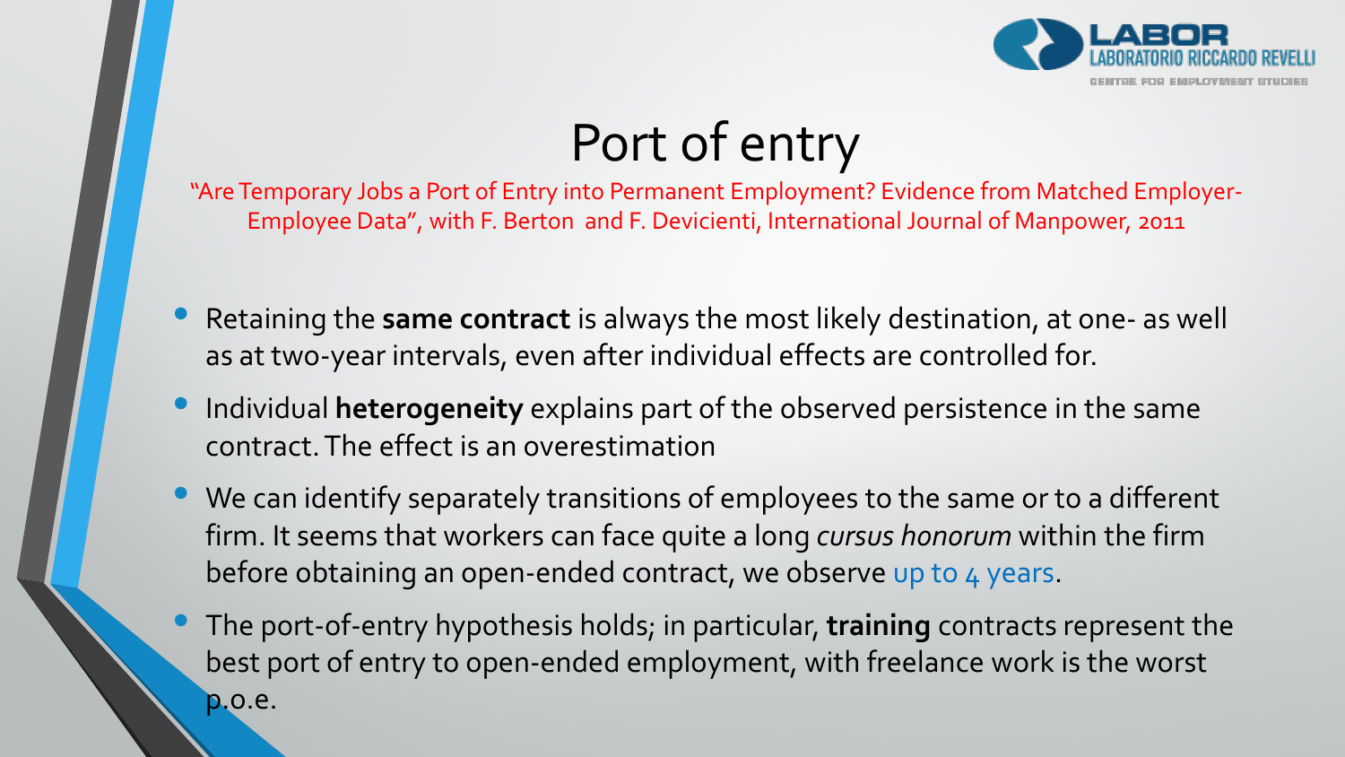# Port of entry

"Are Temporary Jobs a Port of Entry into Permanent Employment? Evidence from Matched Employer-Employee Data", with F. Berton and F. Devicienti, International Journal of Manpower, 2011

- Retaining the **same contract** is always the most likely destination, at one- as well as at two-year intervals, even after individual effects are controlled for.
- Individual **heterogeneity** explains part of the observed persistence in the same contract. The effect is an overestimation
- We can identify separately transitions of employees to the same or to a different firm. It seems that workers can face quite a long *cursus honorum* within the firm before obtaining an open-ended contract, we observe up to 4 years.
- The port-of-entry hypothesis holds; in particular, **training** contracts represent the best port of entry to open-ended employment, with freelance work is the worst p.o.e.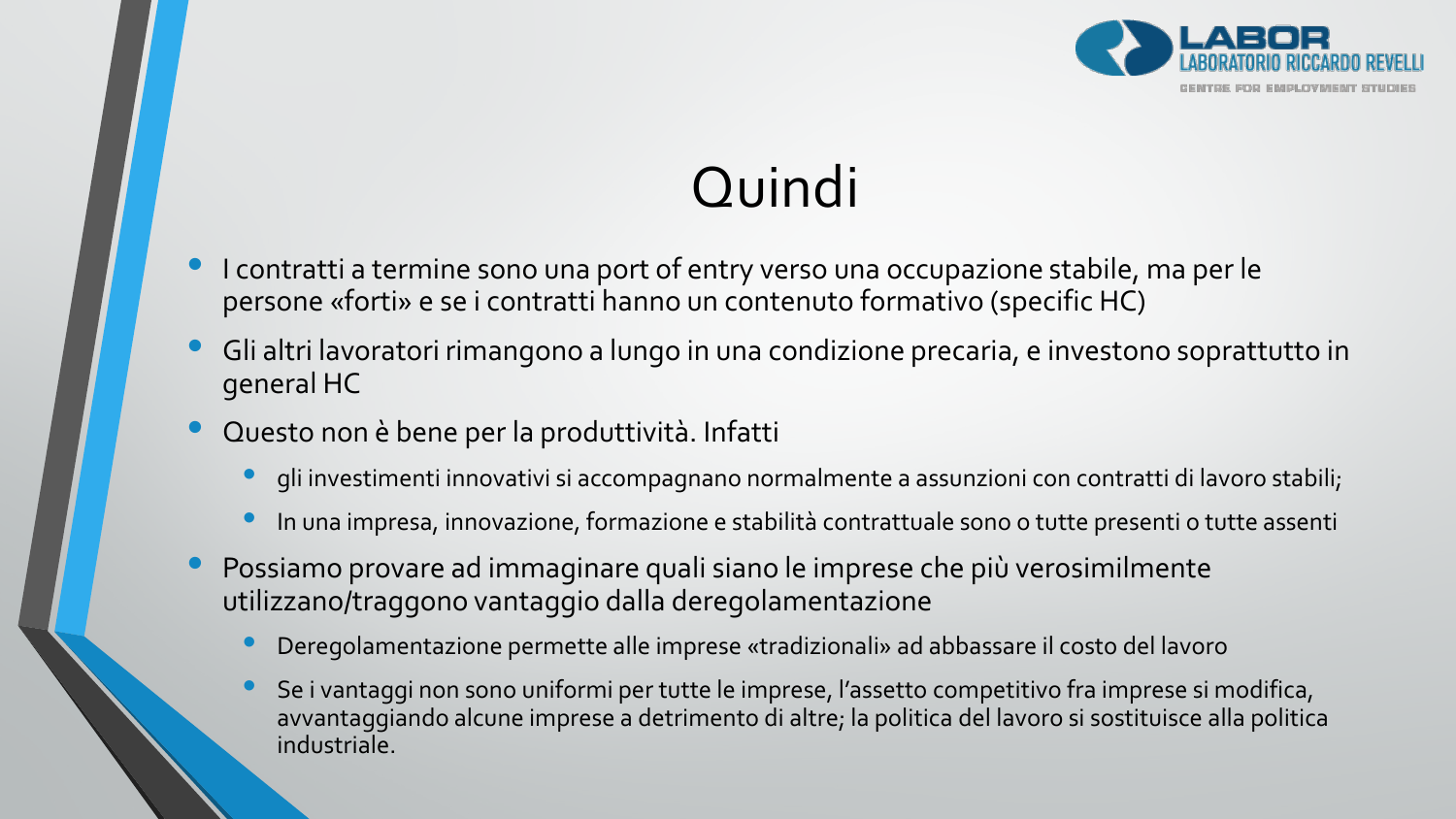# Quindi

- I contratti a termine sono una port of entry verso una occupazione stabile, ma per le persone «forti» e se i contratti hanno un contenuto formativo (specific HC)
- Gli altri lavoratori rimangono a lungo in una condizione precaria, e investono soprattutto in general HC
- Questo non è bene per la produttività. Infatti
  - gli investimenti innovativi si accompagnano normalmente a assunzioni con contratti di lavoro stabili;
  - In una impresa, innovazione, formazione e stabilità contrattuale sono o tutte presenti o tutte assenti
- Possiamo provare ad immaginare quali siano le imprese che più verosimilmente utilizzano/traggono vantaggio dalla deregolamentazione
  - Deregolamentazione permette alle imprese «tradizionali» ad abbassare il costo del lavoro
  - Se i vantaggi non sono uniformi per tutte le imprese, l'assetto competitivo fra imprese si modifica, avvantaggiando alcune imprese a detrimento di altre; la politica del lavoro si sostituisce alla politica industriale.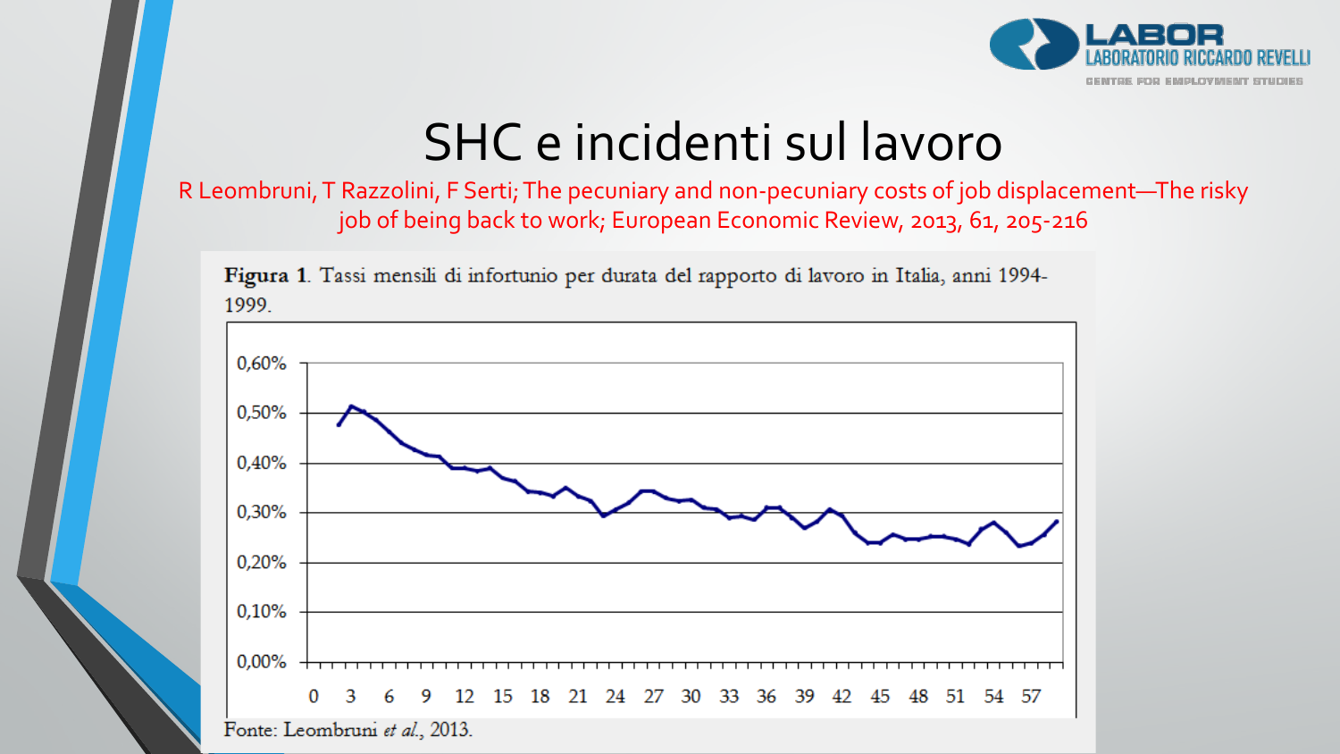# SHC e incidenti sul lavoro

R Leombruni, T Razzolini, F Serti; The pecuniary and non-pecuniary costs of job displacement—The risky job of being back to work; European Economic Review, 2013, 61, 205-216

**Figura 1**. Tassi mensili di infortunio per durata del rapporto di lavoro in Italia, anni 1994-1999.

Fonte: Leombruni *et al.*, 2013.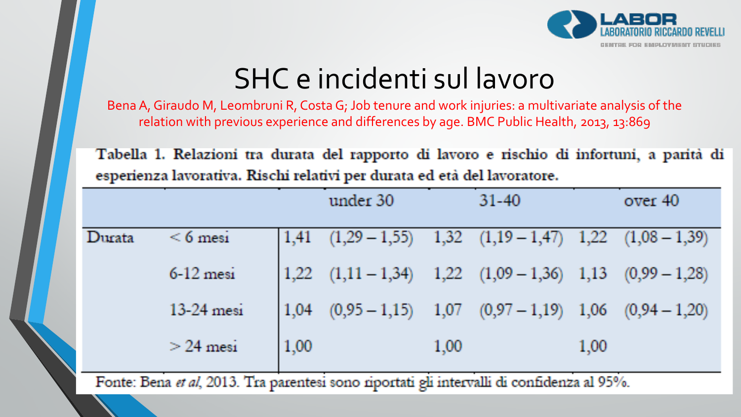# SHC e incidenti sul lavoro

Bena A, Giraudo M, Leombruni R, Costa G; Job tenure and work injuries: a multivariate analysis of the relation with previous experience and differences by age. BMC Public Health, 2013, 13:869

**Tabella 1. Relazioni tra durata del rapporto di lavoro e rischio di infortuni, a parità di esperienza lavorativa. Rischi relativi per durata ed età del lavoratore.**

| | | under 30 | | 31-40 | | over 40 | |
|---|---|---|---|---|---|---|---|
| Durata | < 6 mesi | 1,41 | (1,29 – 1,55) | 1,32 | (1,19 – 1,47) | 1,22 | (1,08 – 1,39) |
| | 6-12 mesi | 1,22 | (1,11 – 1,34) | 1,22 | (1,09 – 1,36) | 1,13 | (0,99 – 1,28) |
| | 13-24 mesi | 1,04 | (0,95 – 1,15) | 1,07 | (0,97 – 1,19) | 1,06 | (0,94 – 1,20) |
| | > 24 mesi | 1,00 | | 1,00 | | 1,00 | |

Fonte: Bena *et al*, 2013. Tra parentesi sono riportati gli intervalli di confidenza al 95%.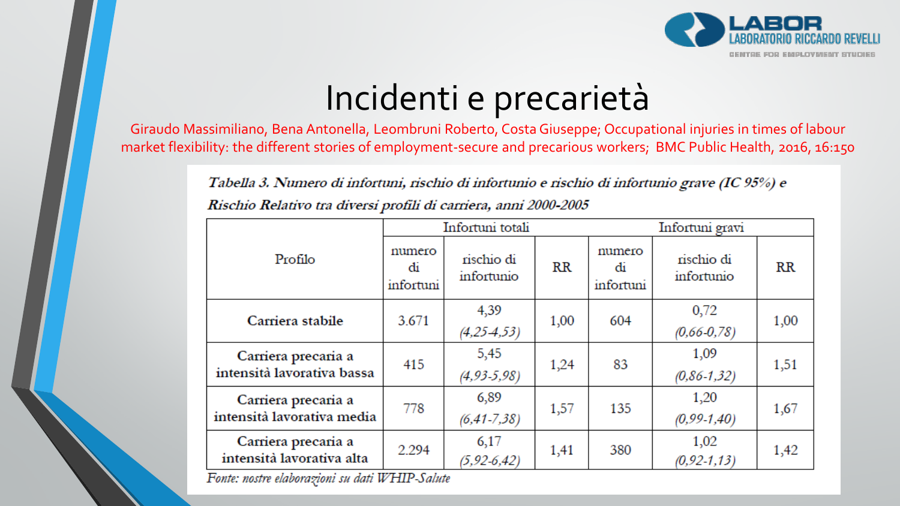# Incidenti e precarietà

Giraudo Massimiliano, Bena Antonella, Leombruni Roberto, Costa Giuseppe; Occupational injuries in times of labour market flexibility: the different stories of employment-secure and precarious workers; BMC Public Health, 2016, 16:150

*Tabella 3. Numero di infortuni, rischio di infortunio e rischio di infortunio grave (IC 95%) e Rischio Relativo tra diversi profili di carriera, anni 2000-2005*

| Profilo | Infortuni totali | | | Infortuni gravi | | |
|---|---|---|---|---|---|---|
| | numero di infortuni | rischio di infortunio | RR | numero di infortuni | rischio di infortunio | RR |
| **Carriera stabile** | 3.671 | 4,39 *(4,25-4,53)* | 1,00 | 604 | 0,72 *(0,66-0,78)* | 1,00 |
| **Carriera precaria a intensità lavorativa bassa** | 415 | 5,45 *(4,93-5,98)* | 1,24 | 83 | 1,09 *(0,86-1,32)* | 1,51 |
| **Carriera precaria a intensità lavorativa media** | 778 | 6,89 *(6,41-7,38)* | 1,57 | 135 | 1,20 *(0,99-1,40)* | 1,67 |
| **Carriera precaria a intensità lavorativa alta** | 2.294 | 6,17 *(5,92-6,42)* | 1,41 | 380 | 1,02 *(0,92-1,13)* | 1,42 |

*Fonte: nostre elaborazioni su dati WHIP-Salute*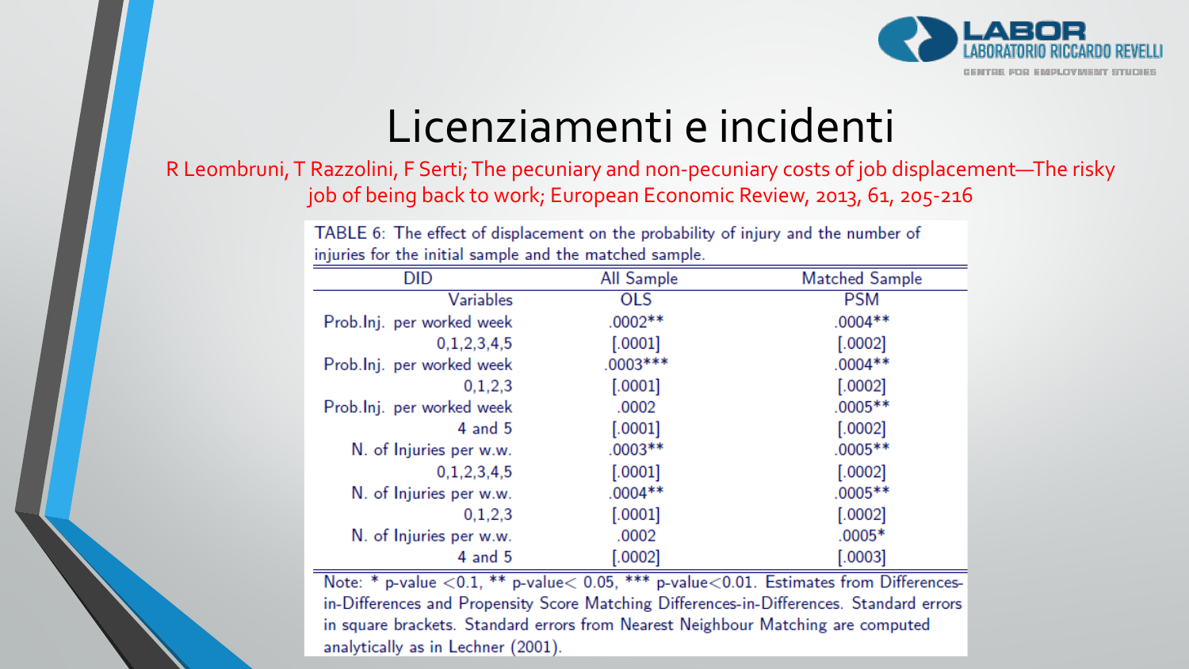# Licenziamenti e incidenti

R Leombruni, T Razzolini, F Serti; The pecuniary and non-pecuniary costs of job displacement—The risky job of being back to work; European Economic Review, 2013, 61, 205-216

TABLE 6: The effect of displacement on the probability of injury and the number of injuries for the initial sample and the matched sample.

| DID | All Sample | Matched Sample |
|---|---|---|
| Variables | OLS | PSM |
| Prob.Inj. per worked week 0,1,2,3,4,5 | .0002** | .0004** |
| | [.0001] | [.0002] |
| Prob.Inj. per worked week 0,1,2,3 | .0003*** | .0004** |
| | [.0001] | [.0002] |
| Prob.Inj. per worked week 4 and 5 | .0002 | .0005** |
| | [.0001] | [.0002] |
| N. of Injuries per w.w. 0,1,2,3,4,5 | .0003** | .0005** |
| | [.0001] | [.0002] |
| N. of Injuries per w.w. 0,1,2,3 | .0004** | .0005** |
| | [.0001] | [.0002] |
| N. of Injuries per w.w. 4 and 5 | .0002 | .0005* |
| | [.0002] | [.0003] |

Note: * p-value $<0.1$, ** p-value$<0.05$, *** p-value$<0.01$. Estimates from Differences-in-Differences and Propensity Score Matching Differences-in-Differences. Standard errors in square brackets. Standard errors from Nearest Neighbour Matching are computed analytically as in Lechner (2001).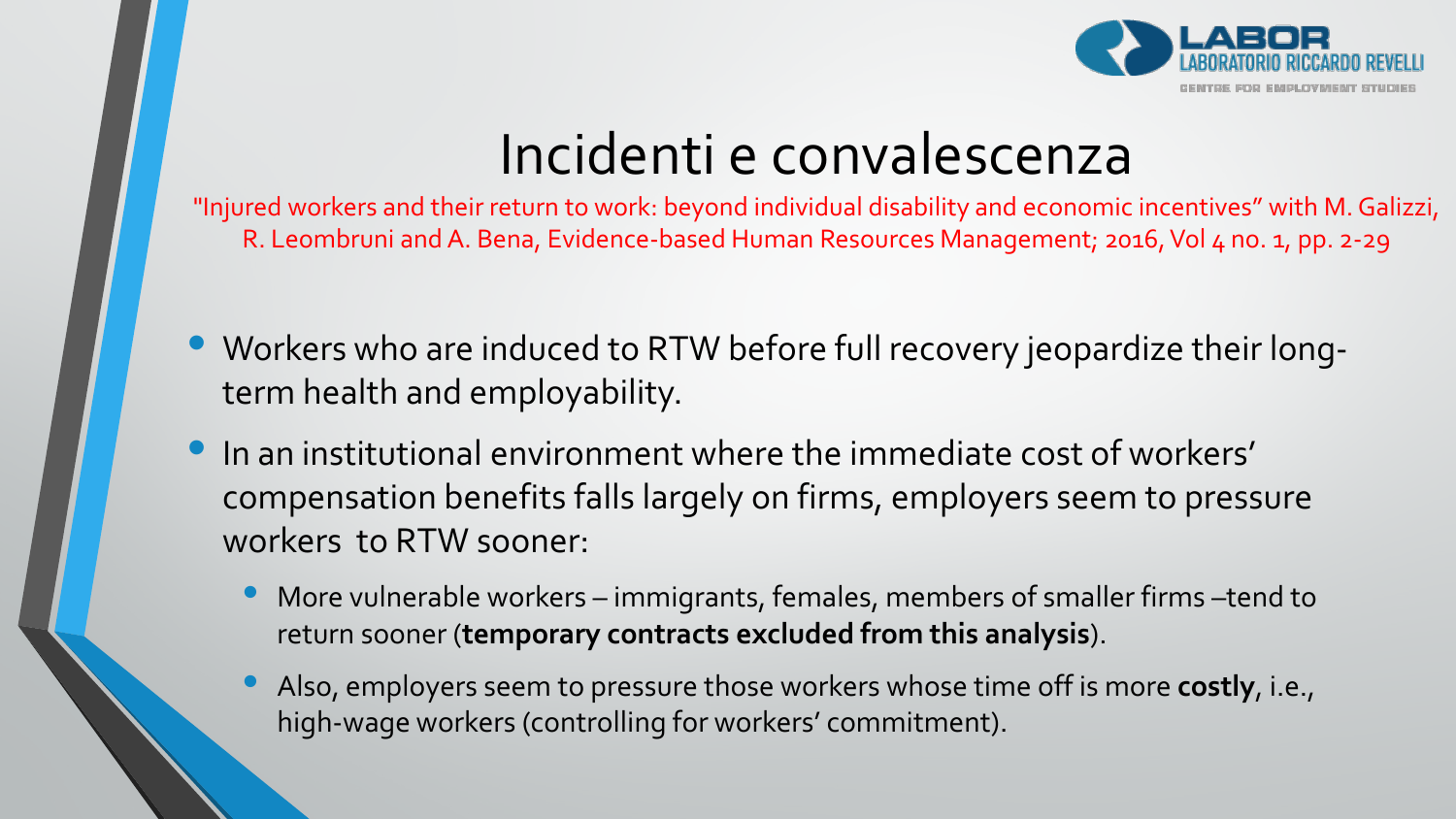# Incidenti e convalescenza

"Injured workers and their return to work: beyond individual disability and economic incentives" with M. Galizzi, R. Leombruni and A. Bena, Evidence-based Human Resources Management; 2016, Vol 4 no. 1, pp. 2-29

- Workers who are induced to RTW before full recovery jeopardize their long-term health and employability.
- In an institutional environment where the immediate cost of workers' compensation benefits falls largely on firms, employers seem to pressure workers to RTW sooner:
  - More vulnerable workers – immigrants, females, members of smaller firms –tend to return sooner (**temporary contracts excluded from this analysis**).
  - Also, employers seem to pressure those workers whose time off is more **costly**, i.e., high-wage workers (controlling for workers' commitment).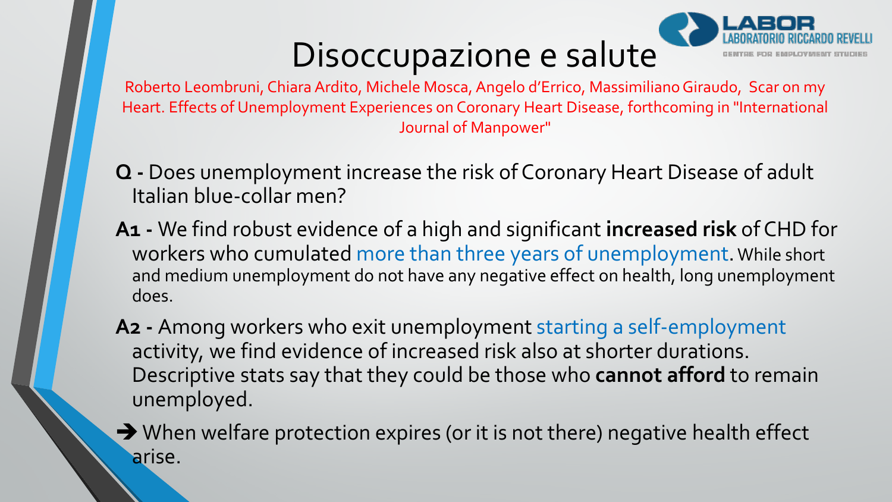# Disoccupazione e salute

Roberto Leombruni, Chiara Ardito, Michele Mosca, Angelo d'Errico, Massimiliano Giraudo, Scar on my Heart. Effects of Unemployment Experiences on Coronary Heart Disease, forthcoming in "International Journal of Manpower"

**Q -** Does unemployment increase the risk of Coronary Heart Disease of adult Italian blue-collar men?

**A1 -** We find robust evidence of a high and significant **increased risk** of CHD for workers who cumulated more than three years of unemployment. While short and medium unemployment do not have any negative effect on health, long unemployment does.

**A2 -** Among workers who exit unemployment starting a self-employment activity, we find evidence of increased risk also at shorter durations. Descriptive stats say that they could be those who **cannot afford** to remain unemployed.

→ When welfare protection expires (or it is not there) negative health effect arise.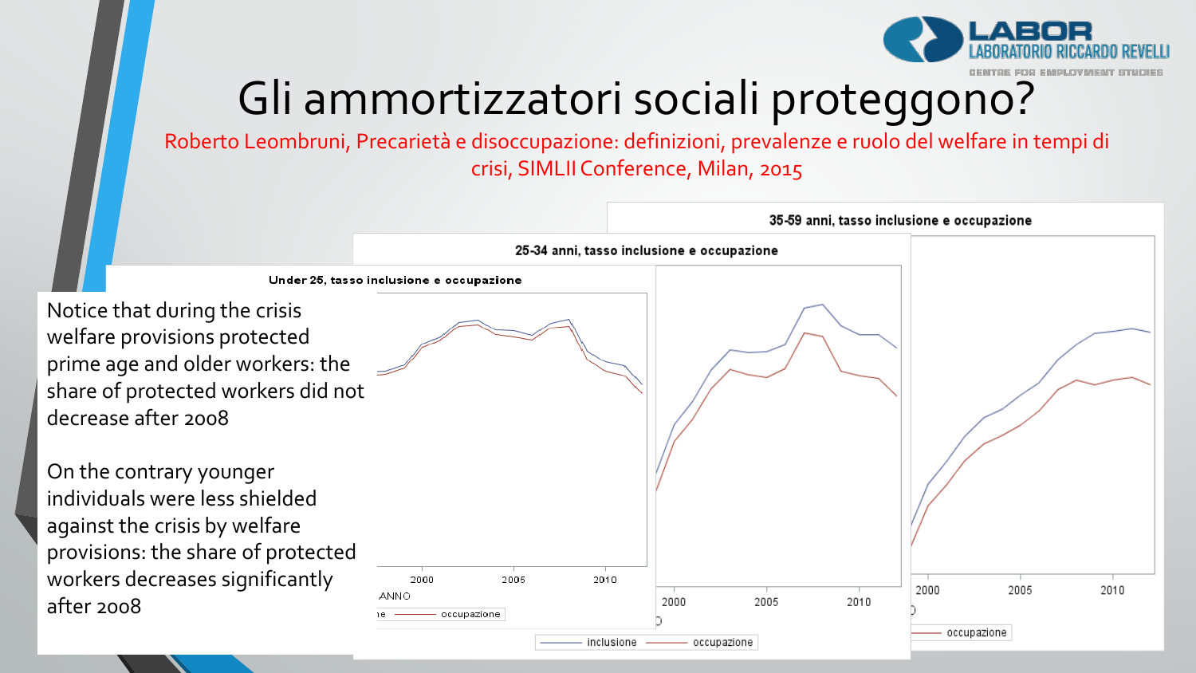# Gli ammortizzatori sociali proteggono?

Roberto Leombruni, Precarietà e disoccupazione: definizioni, prevalenze e ruolo del welfare in tempi di crisi, SIMLII Conference, Milan, 2015

Notice that during the crisis welfare provisions protected prime age and older workers: the share of protected workers did not decrease after 2008

On the contrary younger individuals were less shielded against the crisis by welfare provisions: the share of protected workers decreases significantly after 2008

Under 25, tasso inclusione e occupazione

25-34 anni, tasso inclusione e occupazione

35-59 anni, tasso inclusione e occupazione

inclusione — occupazione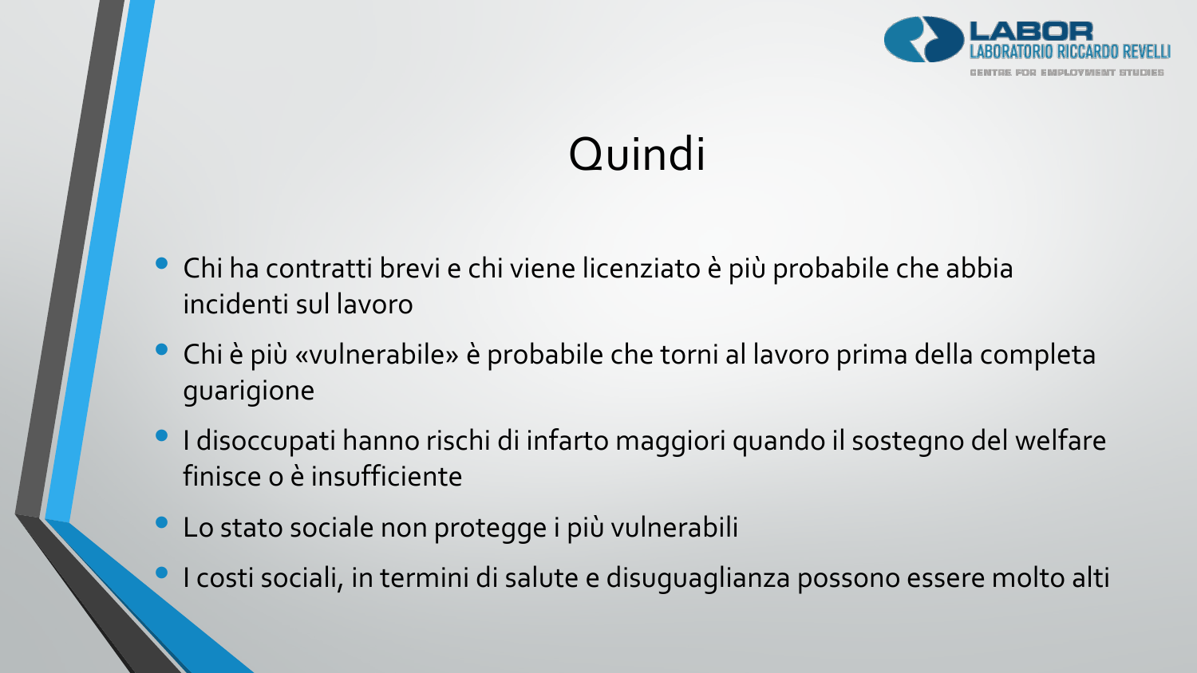# Quindi

- Chi ha contratti brevi e chi viene licenziato è più probabile che abbia incidenti sul lavoro
- Chi è più «vulnerabile» è probabile che torni al lavoro prima della completa guarigione
- I disoccupati hanno rischi di infarto maggiori quando il sostegno del welfare finisce o è insufficiente
- Lo stato sociale non protegge i più vulnerabili
- I costi sociali, in termini di salute e disuguaglianza possono essere molto alti